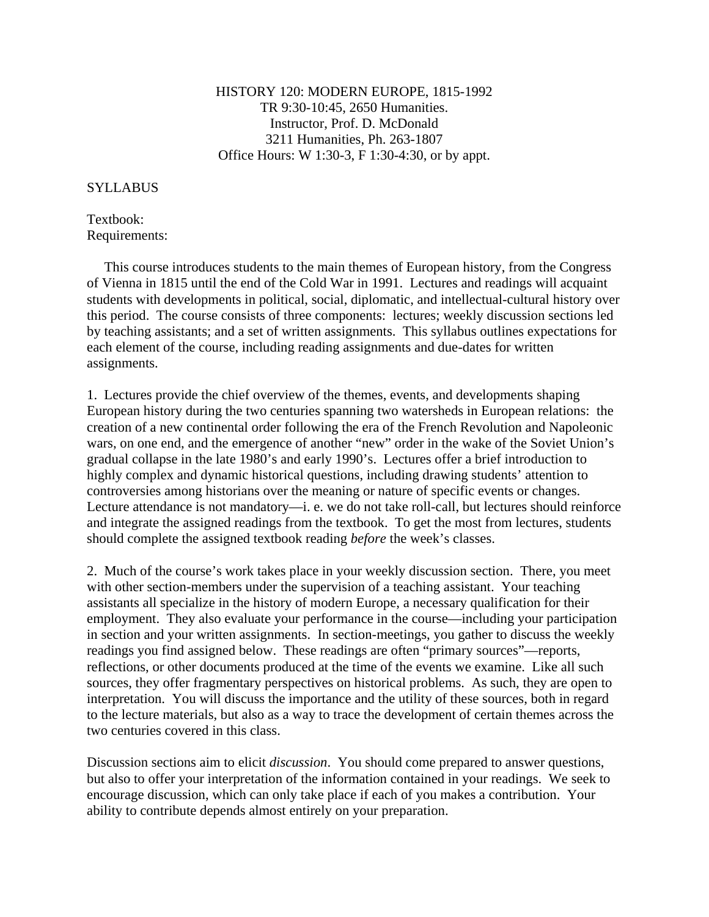HISTORY 120: MODERN EUROPE, 1815-1992
TR 9:30-10:45, 2650 Humanities.
Instructor, Prof. D. McDonald
3211 Humanities, Ph. 263-1807
Office Hours: W 1:30-3, F 1:30-4:30, or by appt.

SYLLABUS

Textbook:
Requirements:

This course introduces students to the main themes of European history, from the Congress of Vienna in 1815 until the end of the Cold War in 1991. Lectures and readings will acquaint students with developments in political, social, diplomatic, and intellectual-cultural history over this period. The course consists of three components: lectures; weekly discussion sections led by teaching assistants; and a set of written assignments. This syllabus outlines expectations for each element of the course, including reading assignments and due-dates for written assignments.

1. Lectures provide the chief overview of the themes, events, and developments shaping European history during the two centuries spanning two watersheds in European relations: the creation of a new continental order following the era of the French Revolution and Napoleonic wars, on one end, and the emergence of another "new" order in the wake of the Soviet Union's gradual collapse in the late 1980's and early 1990's. Lectures offer a brief introduction to highly complex and dynamic historical questions, including drawing students' attention to controversies among historians over the meaning or nature of specific events or changes. Lecture attendance is not mandatory—i. e. we do not take roll-call, but lectures should reinforce and integrate the assigned readings from the textbook. To get the most from lectures, students should complete the assigned textbook reading *before* the week's classes.

2. Much of the course's work takes place in your weekly discussion section. There, you meet with other section-members under the supervision of a teaching assistant. Your teaching assistants all specialize in the history of modern Europe, a necessary qualification for their employment. They also evaluate your performance in the course—including your participation in section and your written assignments. In section-meetings, you gather to discuss the weekly readings you find assigned below. These readings are often "primary sources"—reports, reflections, or other documents produced at the time of the events we examine. Like all such sources, they offer fragmentary perspectives on historical problems. As such, they are open to interpretation. You will discuss the importance and the utility of these sources, both in regard to the lecture materials, but also as a way to trace the development of certain themes across the two centuries covered in this class.

Discussion sections aim to elicit *discussion*. You should come prepared to answer questions, but also to offer your interpretation of the information contained in your readings. We seek to encourage discussion, which can only take place if each of you makes a contribution. Your ability to contribute depends almost entirely on your preparation.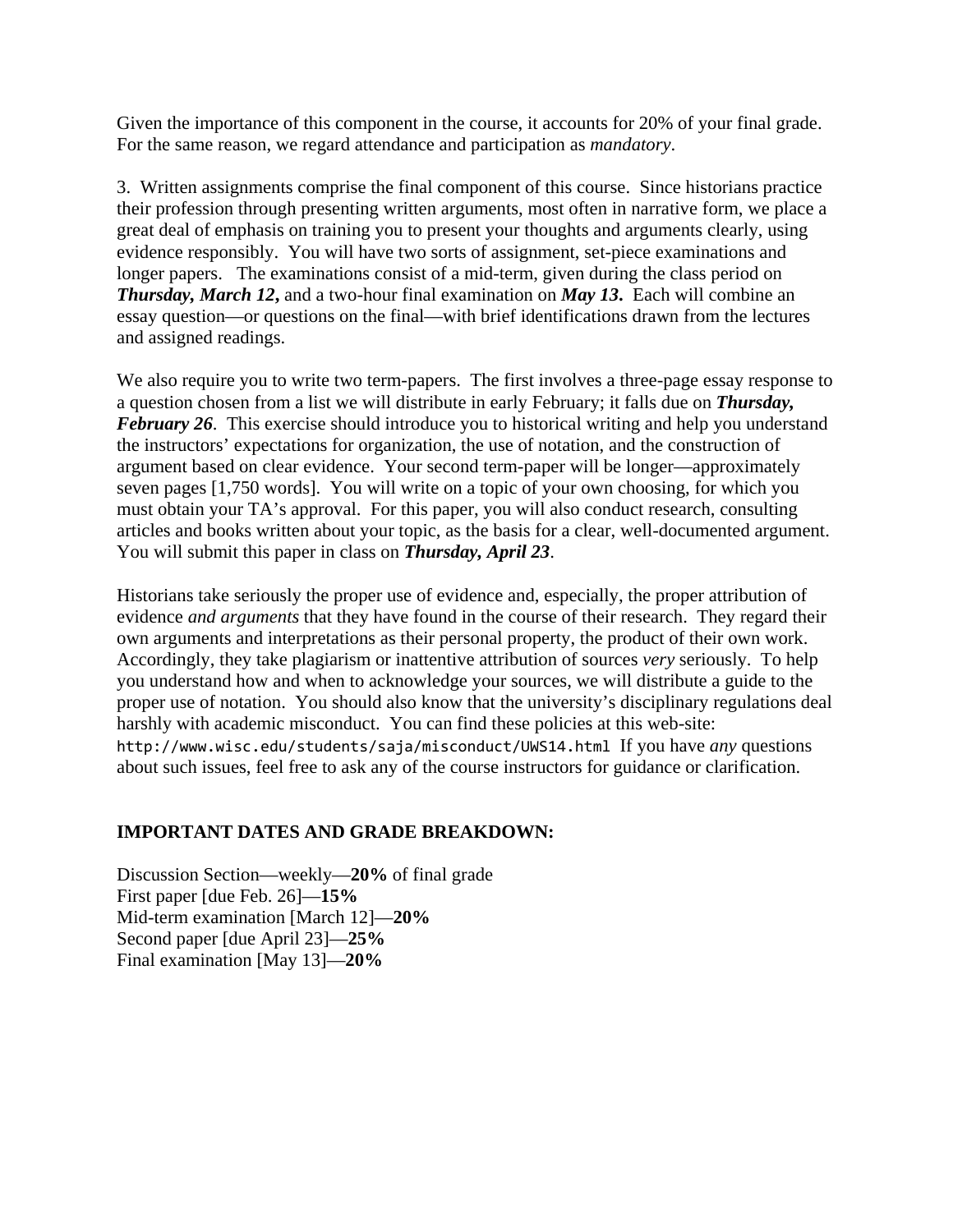Given the importance of this component in the course, it accounts for 20% of your final grade. For the same reason, we regard attendance and participation as *mandatory*.

3. Written assignments comprise the final component of this course. Since historians practice their profession through presenting written arguments, most often in narrative form, we place a great deal of emphasis on training you to present your thoughts and arguments clearly, using evidence responsibly. You will have two sorts of assignment, set-piece examinations and longer papers. The examinations consist of a mid-term, given during the class period on ***Thursday, March 12,*** and a two-hour final examination on ***May 13.*** Each will combine an essay question—or questions on the final—with brief identifications drawn from the lectures and assigned readings.

We also require you to write two term-papers. The first involves a three-page essay response to a question chosen from a list we will distribute in early February; it falls due on ***Thursday, February 26***. This exercise should introduce you to historical writing and help you understand the instructors' expectations for organization, the use of notation, and the construction of argument based on clear evidence. Your second term-paper will be longer—approximately seven pages [1,750 words]. You will write on a topic of your own choosing, for which you must obtain your TA's approval. For this paper, you will also conduct research, consulting articles and books written about your topic, as the basis for a clear, well-documented argument. You will submit this paper in class on ***Thursday, April 23***.

Historians take seriously the proper use of evidence and, especially, the proper attribution of evidence *and arguments* that they have found in the course of their research. They regard their own arguments and interpretations as their personal property, the product of their own work. Accordingly, they take plagiarism or inattentive attribution of sources *very* seriously. To help you understand how and when to acknowledge your sources, we will distribute a guide to the proper use of notation. You should also know that the university's disciplinary regulations deal harshly with academic misconduct. You can find these policies at this web-site: `http://www.wisc.edu/students/saja/misconduct/UWS14.html` If you have *any* questions about such issues, feel free to ask any of the course instructors for guidance or clarification.

**IMPORTANT DATES AND GRADE BREAKDOWN:**

Discussion Section—weekly—**20%** of final grade
First paper [due Feb. 26]—**15%**
Mid-term examination [March 12]—**20%**
Second paper [due April 23]—**25%**
Final examination [May 13]—**20%**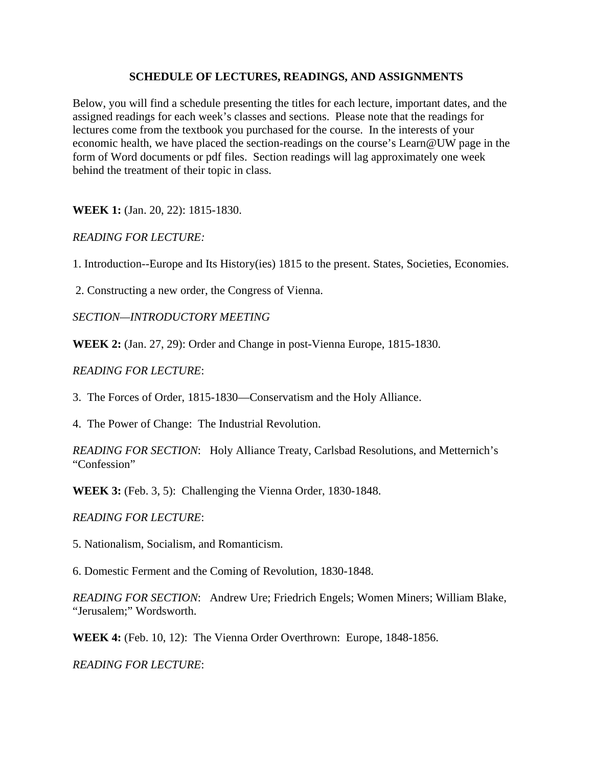## SCHEDULE OF LECTURES, READINGS, AND ASSIGNMENTS

Below, you will find a schedule presenting the titles for each lecture, important dates, and the assigned readings for each week's classes and sections. Please note that the readings for lectures come from the textbook you purchased for the course. In the interests of your economic health, we have placed the section-readings on the course's Learn@UW page in the form of Word documents or pdf files. Section readings will lag approximately one week behind the treatment of their topic in class.

**WEEK 1:** (Jan. 20, 22): 1815-1830.

*READING FOR LECTURE:*

1. Introduction--Europe and Its History(ies) 1815 to the present. States, Societies, Economies.

2. Constructing a new order, the Congress of Vienna.

*SECTION—INTRODUCTORY MEETING*

**WEEK 2:** (Jan. 27, 29): Order and Change in post-Vienna Europe, 1815-1830.

*READING FOR LECTURE*:

3. The Forces of Order, 1815-1830—Conservatism and the Holy Alliance.

4. The Power of Change: The Industrial Revolution.

*READING FOR SECTION*: Holy Alliance Treaty, Carlsbad Resolutions, and Metternich's "Confession"

**WEEK 3:** (Feb. 3, 5): Challenging the Vienna Order, 1830-1848.

*READING FOR LECTURE*:

5. Nationalism, Socialism, and Romanticism.

6. Domestic Ferment and the Coming of Revolution, 1830-1848.

*READING FOR SECTION*: Andrew Ure; Friedrich Engels; Women Miners; William Blake, "Jerusalem;" Wordsworth.

**WEEK 4:** (Feb. 10, 12): The Vienna Order Overthrown: Europe, 1848-1856.

*READING FOR LECTURE*: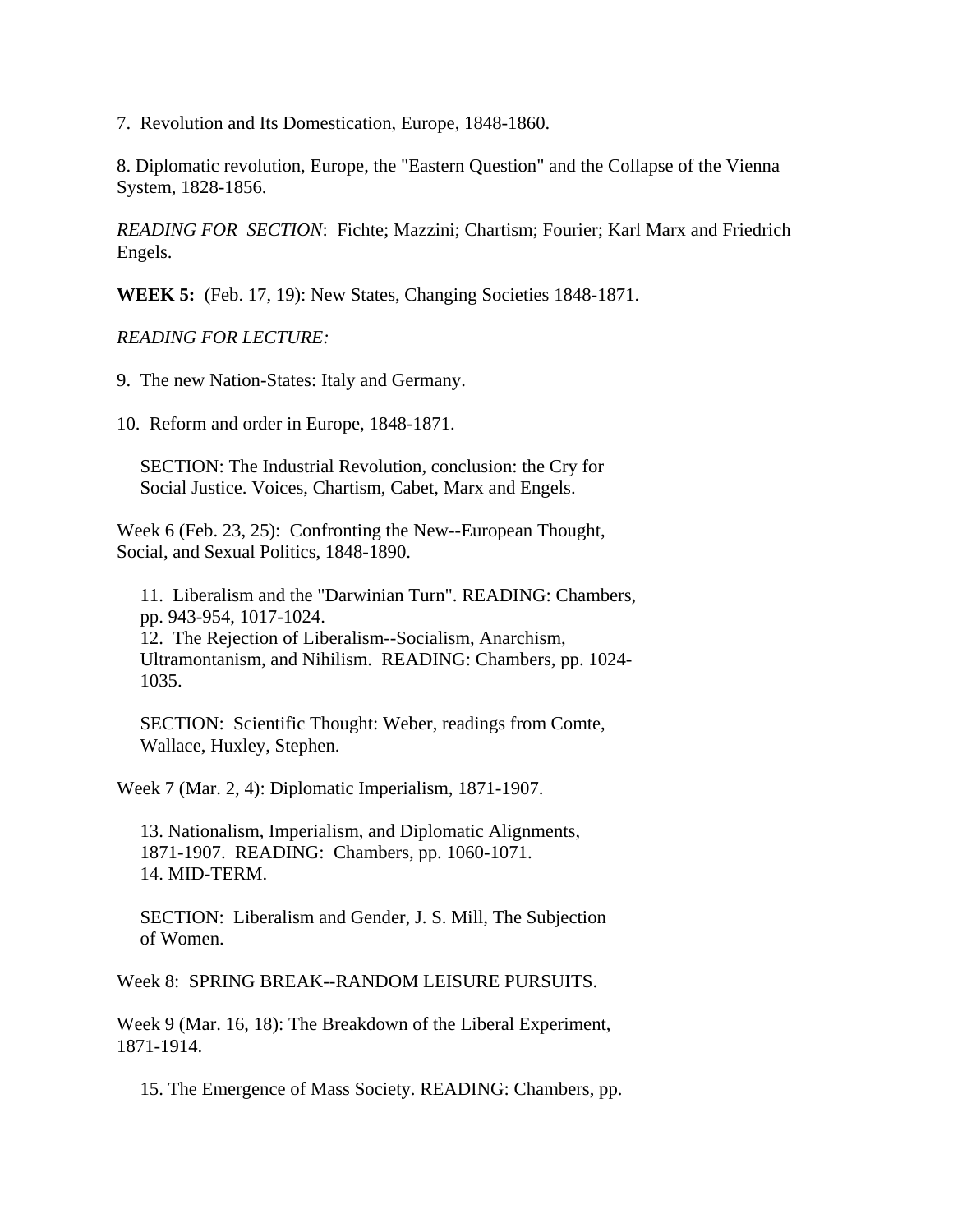7. Revolution and Its Domestication, Europe, 1848-1860.

8. Diplomatic revolution, Europe, the "Eastern Question" and the Collapse of the Vienna System, 1828-1856.

*READING FOR SECTION*: Fichte; Mazzini; Chartism; Fourier; Karl Marx and Friedrich Engels.

**WEEK 5:** (Feb. 17, 19): New States, Changing Societies 1848-1871.

*READING FOR LECTURE:*

9. The new Nation-States: Italy and Germany.

10. Reform and order in Europe, 1848-1871.

SECTION: The Industrial Revolution, conclusion: the Cry for Social Justice. Voices, Chartism, Cabet, Marx and Engels.

Week 6 (Feb. 23, 25): Confronting the New--European Thought, Social, and Sexual Politics, 1848-1890.

11. Liberalism and the "Darwinian Turn". READING: Chambers, pp. 943-954, 1017-1024.
12. The Rejection of Liberalism--Socialism, Anarchism, Ultramontanism, and Nihilism. READING: Chambers, pp. 1024-1035.

SECTION: Scientific Thought: Weber, readings from Comte, Wallace, Huxley, Stephen.

Week 7 (Mar. 2, 4): Diplomatic Imperialism, 1871-1907.

13. Nationalism, Imperialism, and Diplomatic Alignments, 1871-1907. READING: Chambers, pp. 1060-1071.
14. MID-TERM.

SECTION: Liberalism and Gender, J. S. Mill, The Subjection of Women.

Week 8: SPRING BREAK--RANDOM LEISURE PURSUITS.

Week 9 (Mar. 16, 18): The Breakdown of the Liberal Experiment, 1871-1914.

15. The Emergence of Mass Society. READING: Chambers, pp.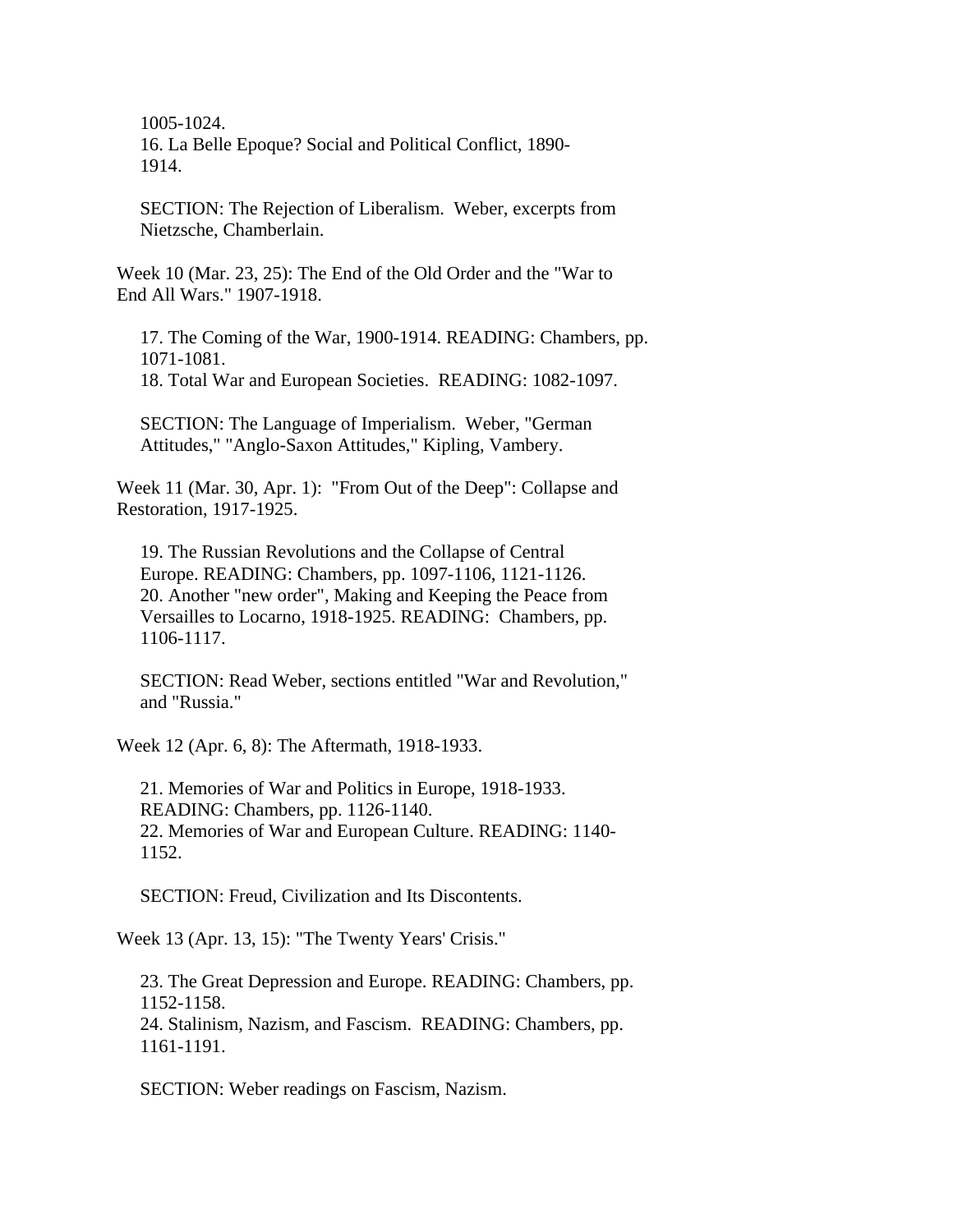1005-1024.
16. La Belle Epoque? Social and Political Conflict, 1890-1914.

SECTION: The Rejection of Liberalism. Weber, excerpts from Nietzsche, Chamberlain.

Week 10 (Mar. 23, 25): The End of the Old Order and the "War to End All Wars." 1907-1918.

17. The Coming of the War, 1900-1914. READING: Chambers, pp. 1071-1081.
18. Total War and European Societies. READING: 1082-1097.

SECTION: The Language of Imperialism. Weber, "German Attitudes," "Anglo-Saxon Attitudes," Kipling, Vambery.

Week 11 (Mar. 30, Apr. 1): "From Out of the Deep": Collapse and Restoration, 1917-1925.

19. The Russian Revolutions and the Collapse of Central Europe. READING: Chambers, pp. 1097-1106, 1121-1126.
20. Another "new order", Making and Keeping the Peace from Versailles to Locarno, 1918-1925. READING: Chambers, pp. 1106-1117.

SECTION: Read Weber, sections entitled "War and Revolution," and "Russia."

Week 12 (Apr. 6, 8): The Aftermath, 1918-1933.

21. Memories of War and Politics in Europe, 1918-1933. READING: Chambers, pp. 1126-1140.
22. Memories of War and European Culture. READING: 1140-1152.

SECTION: Freud, Civilization and Its Discontents.

Week 13 (Apr. 13, 15): "The Twenty Years' Crisis."

23. The Great Depression and Europe. READING: Chambers, pp. 1152-1158.
24. Stalinism, Nazism, and Fascism. READING: Chambers, pp. 1161-1191.

SECTION: Weber readings on Fascism, Nazism.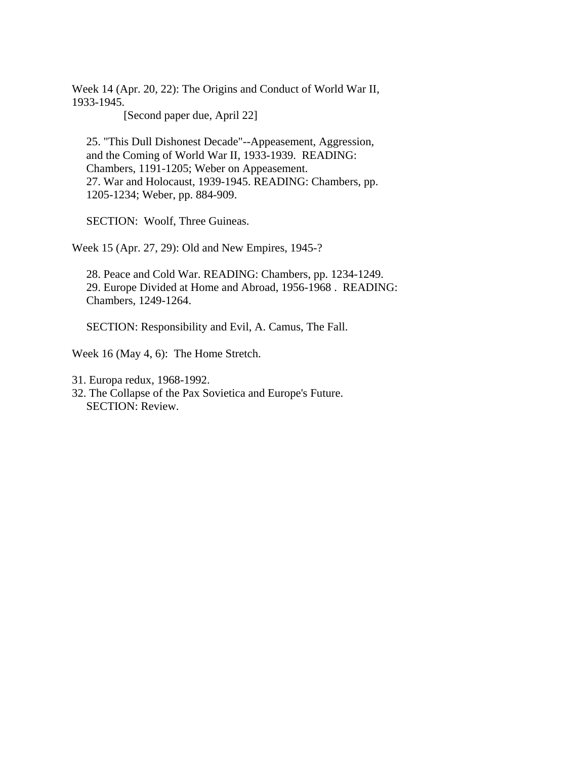Week 14 (Apr. 20, 22): The Origins and Conduct of World War II, 1933-1945.

[Second paper due, April 22]

25. "This Dull Dishonest Decade"--Appeasement, Aggression, and the Coming of World War II, 1933-1939. READING: Chambers, 1191-1205; Weber on Appeasement.

27. War and Holocaust, 1939-1945. READING: Chambers, pp. 1205-1234; Weber, pp. 884-909.

SECTION: Woolf, Three Guineas.

Week 15 (Apr. 27, 29): Old and New Empires, 1945-?

28. Peace and Cold War. READING: Chambers, pp. 1234-1249.

29. Europe Divided at Home and Abroad, 1956-1968 . READING: Chambers, 1249-1264.

SECTION: Responsibility and Evil, A. Camus, The Fall.

Week 16 (May 4, 6): The Home Stretch.

31. Europa redux, 1968-1992.

32. The Collapse of the Pax Sovietica and Europe's Future.

SECTION: Review.